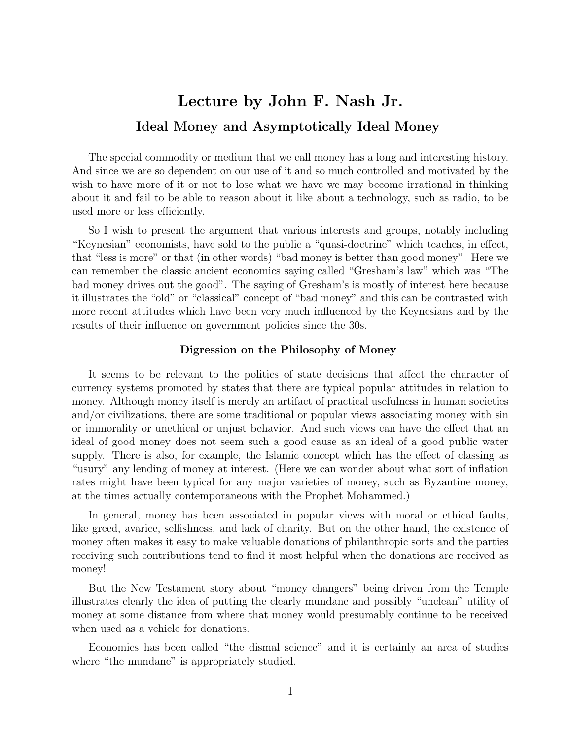# Lecture by John F. Nash Jr.

## Ideal Money and Asymptotically Ideal Money

The special commodity or medium that we call money has a long and interesting history. And since we are so dependent on our use of it and so much controlled and motivated by the wish to have more of it or not to lose what we have we may become irrational in thinking about it and fail to be able to reason about it like about a technology, such as radio, to be used more or less efficiently.

So I wish to present the argument that various interests and groups, notably including "Keynesian" economists, have sold to the public a "quasi-doctrine" which teaches, in effect, that "less is more" or that (in other words) "bad money is better than good money". Here we can remember the classic ancient economics saying called "Gresham's law" which was "The bad money drives out the good". The saying of Gresham's is mostly of interest here because it illustrates the "old" or "classical" concept of "bad money" and this can be contrasted with more recent attitudes which have been very much influenced by the Keynesians and by the results of their influence on government policies since the 30s.

### Digression on the Philosophy of Money

It seems to be relevant to the politics of state decisions that affect the character of currency systems promoted by states that there are typical popular attitudes in relation to money. Although money itself is merely an artifact of practical usefulness in human societies and/or civilizations, there are some traditional or popular views associating money with sin or immorality or unethical or unjust behavior. And such views can have the effect that an ideal of good money does not seem such a good cause as an ideal of a good public water supply. There is also, for example, the Islamic concept which has the effect of classing as "usury" any lending of money at interest. (Here we can wonder about what sort of inflation rates might have been typical for any major varieties of money, such as Byzantine money, at the times actually contemporaneous with the Prophet Mohammed.)

In general, money has been associated in popular views with moral or ethical faults, like greed, avarice, selfishness, and lack of charity. But on the other hand, the existence of money often makes it easy to make valuable donations of philanthropic sorts and the parties receiving such contributions tend to find it most helpful when the donations are received as money!

But the New Testament story about "money changers" being driven from the Temple illustrates clearly the idea of putting the clearly mundane and possibly "unclean" utility of money at some distance from where that money would presumably continue to be received when used as a vehicle for donations.

Economics has been called "the dismal science" and it is certainly an area of studies where "the mundane" is appropriately studied.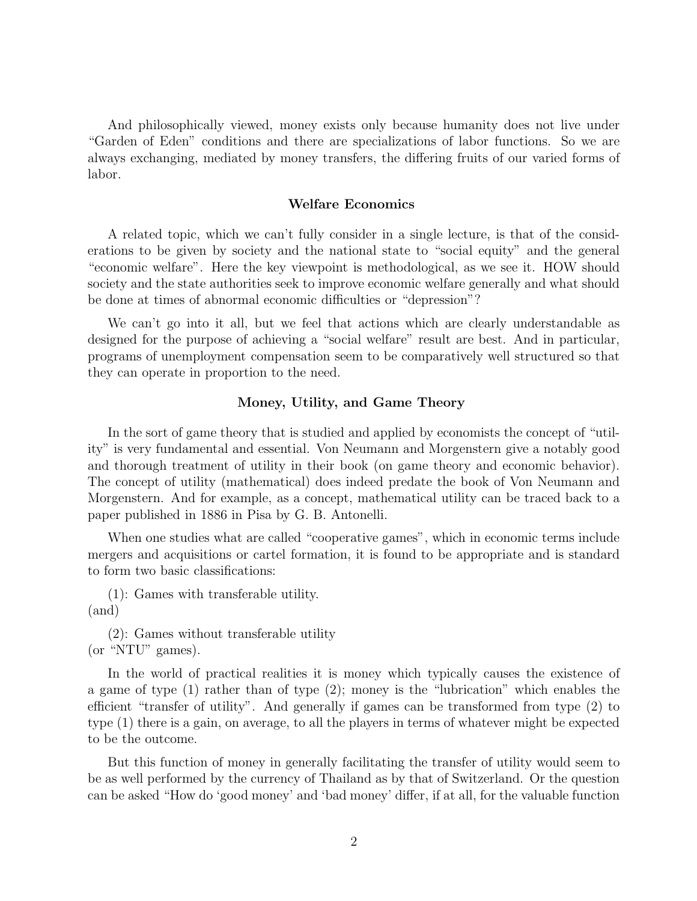And philosophically viewed, money exists only because humanity does not live under "Garden of Eden" conditions and there are specializations of labor functions. So we are always exchanging, mediated by money transfers, the differing fruits of our varied forms of labor.

### Welfare Economics

A related topic, which we can't fully consider in a single lecture, is that of the considerations to be given by society and the national state to "social equity" and the general "economic welfare". Here the key viewpoint is methodological, as we see it. HOW should society and the state authorities seek to improve economic welfare generally and what should be done at times of abnormal economic difficulties or "depression"?

We can't go into it all, but we feel that actions which are clearly understandable as designed for the purpose of achieving a "social welfare" result are best. And in particular, programs of unemployment compensation seem to be comparatively well structured so that they can operate in proportion to the need.

### Money, Utility, and Game Theory

In the sort of game theory that is studied and applied by economists the concept of "utility" is very fundamental and essential. Von Neumann and Morgenstern give a notably good and thorough treatment of utility in their book (on game theory and economic behavior). The concept of utility (mathematical) does indeed predate the book of Von Neumann and Morgenstern. And for example, as a concept, mathematical utility can be traced back to a paper published in 1886 in Pisa by G. B. Antonelli.

When one studies what are called "cooperative games", which in economic terms include mergers and acquisitions or cartel formation, it is found to be appropriate and is standard to form two basic classifications:

(1): Games with transferable utility.
(and)

(2): Games without transferable utility
(or "NTU" games).

In the world of practical realities it is money which typically causes the existence of a game of type (1) rather than of type (2); money is the "lubrication" which enables the efficient "transfer of utility". And generally if games can be transformed from type (2) to type (1) there is a gain, on average, to all the players in terms of whatever might be expected to be the outcome.

But this function of money in generally facilitating the transfer of utility would seem to be as well performed by the currency of Thailand as by that of Switzerland. Or the question can be asked "How do 'good money' and 'bad money' differ, if at all, for the valuable function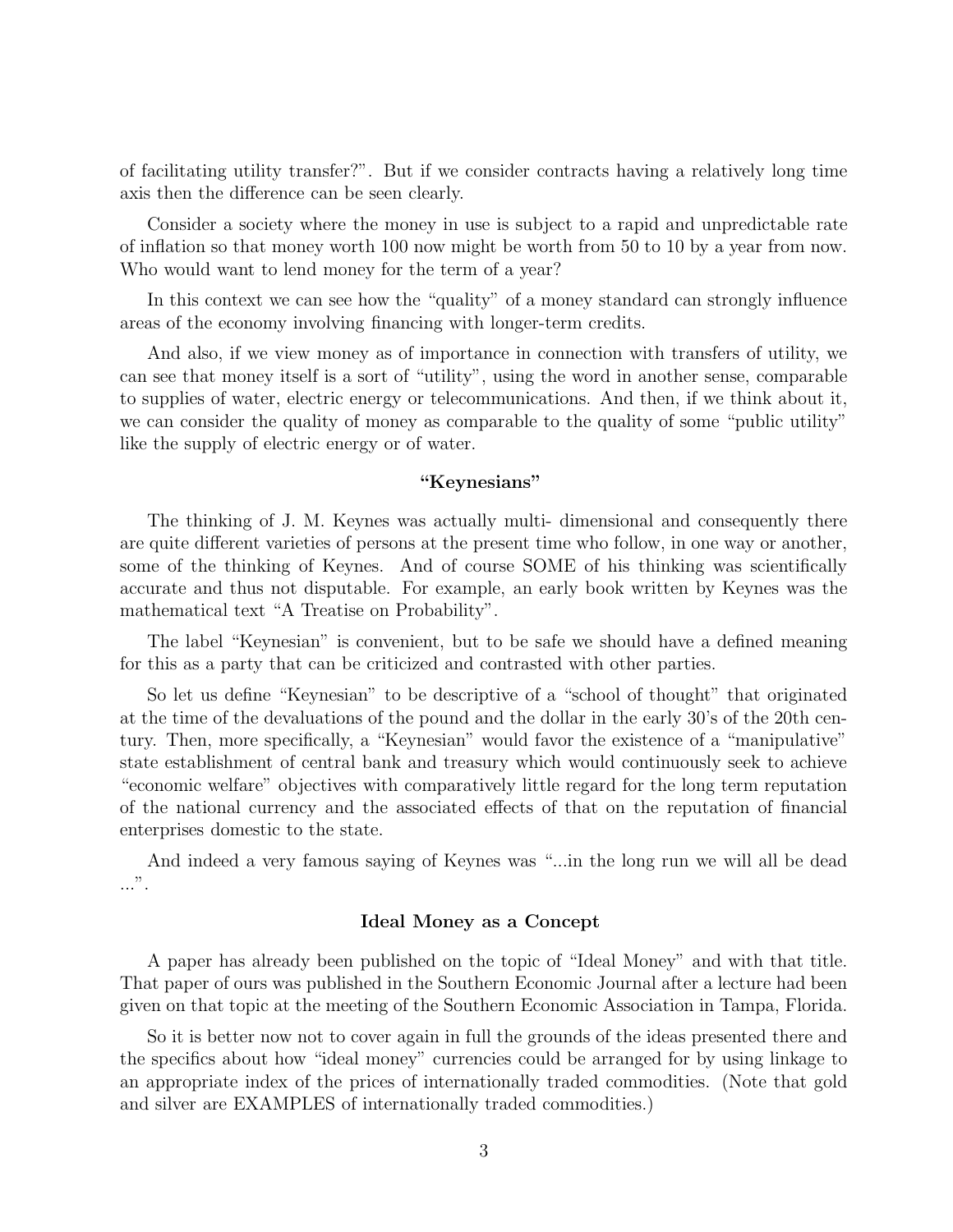of facilitating utility transfer?". But if we consider contracts having a relatively long time axis then the difference can be seen clearly.

Consider a society where the money in use is subject to a rapid and unpredictable rate of inflation so that money worth 100 now might be worth from 50 to 10 by a year from now. Who would want to lend money for the term of a year?

In this context we can see how the "quality" of a money standard can strongly influence areas of the economy involving financing with longer-term credits.

And also, if we view money as of importance in connection with transfers of utility, we can see that money itself is a sort of "utility", using the word in another sense, comparable to supplies of water, electric energy or telecommunications. And then, if we think about it, we can consider the quality of money as comparable to the quality of some "public utility" like the supply of electric energy or of water.

### "Keynesians"

The thinking of J. M. Keynes was actually multi- dimensional and consequently there are quite different varieties of persons at the present time who follow, in one way or another, some of the thinking of Keynes. And of course SOME of his thinking was scientifically accurate and thus not disputable. For example, an early book written by Keynes was the mathematical text "A Treatise on Probability".

The label "Keynesian" is convenient, but to be safe we should have a defined meaning for this as a party that can be criticized and contrasted with other parties.

So let us define "Keynesian" to be descriptive of a "school of thought" that originated at the time of the devaluations of the pound and the dollar in the early 30's of the 20th century. Then, more specifically, a "Keynesian" would favor the existence of a "manipulative" state establishment of central bank and treasury which would continuously seek to achieve "economic welfare" objectives with comparatively little regard for the long term reputation of the national currency and the associated effects of that on the reputation of financial enterprises domestic to the state.

And indeed a very famous saying of Keynes was "...in the long run we will all be dead ...".

### Ideal Money as a Concept

A paper has already been published on the topic of "Ideal Money" and with that title. That paper of ours was published in the Southern Economic Journal after a lecture had been given on that topic at the meeting of the Southern Economic Association in Tampa, Florida.

So it is better now not to cover again in full the grounds of the ideas presented there and the specifics about how "ideal money" currencies could be arranged for by using linkage to an appropriate index of the prices of internationally traded commodities. (Note that gold and silver are EXAMPLES of internationally traded commodities.)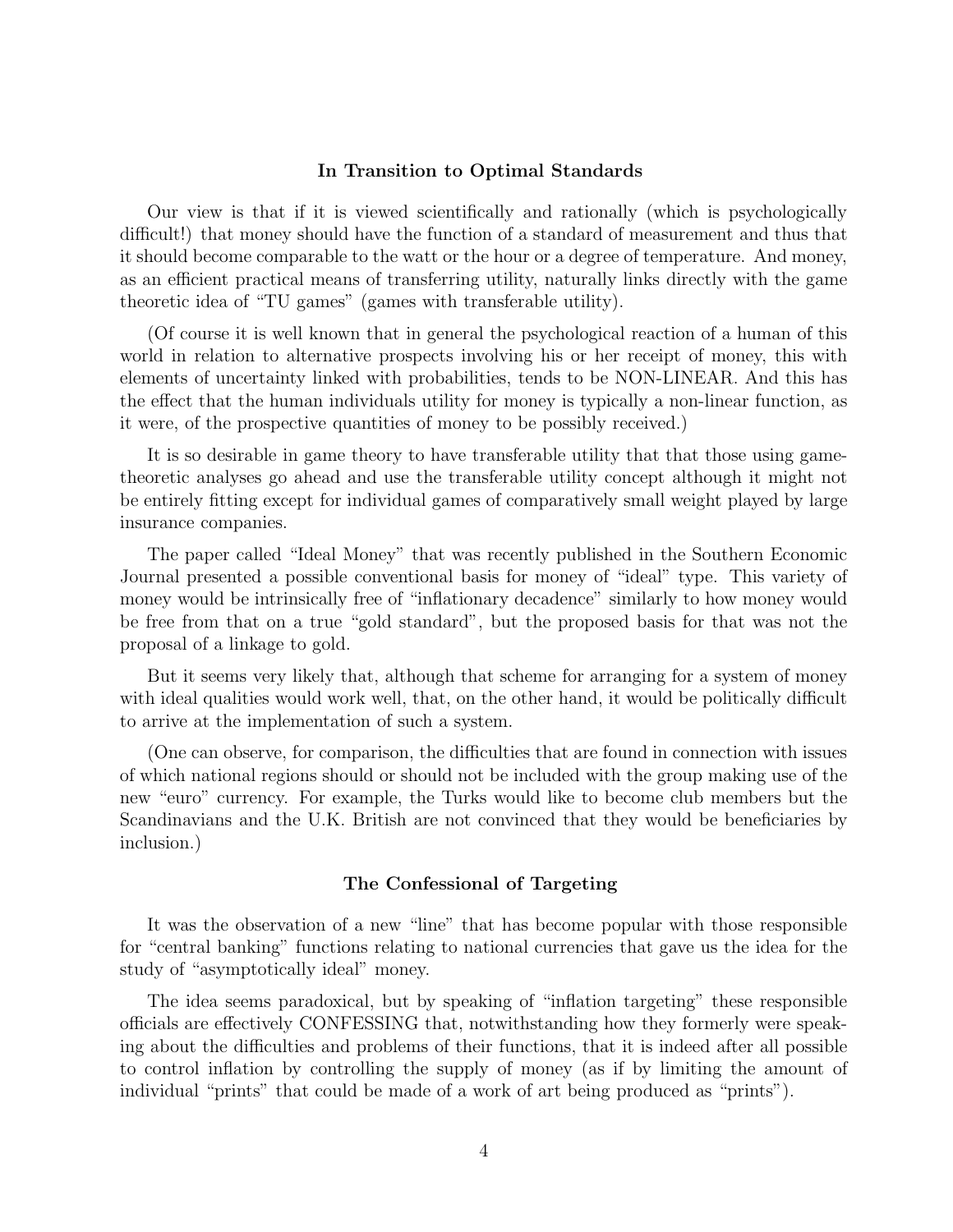### In Transition to Optimal Standards

Our view is that if it is viewed scientifically and rationally (which is psychologically difficult!) that money should have the function of a standard of measurement and thus that it should become comparable to the watt or the hour or a degree of temperature. And money, as an efficient practical means of transferring utility, naturally links directly with the game theoretic idea of "TU games" (games with transferable utility).

(Of course it is well known that in general the psychological reaction of a human of this world in relation to alternative prospects involving his or her receipt of money, this with elements of uncertainty linked with probabilities, tends to be NON-LINEAR. And this has the effect that the human individuals utility for money is typically a non-linear function, as it were, of the prospective quantities of money to be possibly received.)

It is so desirable in game theory to have transferable utility that that those using game-theoretic analyses go ahead and use the transferable utility concept although it might not be entirely fitting except for individual games of comparatively small weight played by large insurance companies.

The paper called "Ideal Money" that was recently published in the Southern Economic Journal presented a possible conventional basis for money of "ideal" type. This variety of money would be intrinsically free of "inflationary decadence" similarly to how money would be free from that on a true "gold standard", but the proposed basis for that was not the proposal of a linkage to gold.

But it seems very likely that, although that scheme for arranging for a system of money with ideal qualities would work well, that, on the other hand, it would be politically difficult to arrive at the implementation of such a system.

(One can observe, for comparison, the difficulties that are found in connection with issues of which national regions should or should not be included with the group making use of the new "euro" currency. For example, the Turks would like to become club members but the Scandinavians and the U.K. British are not convinced that they would be beneficiaries by inclusion.)

### The Confessional of Targeting

It was the observation of a new "line" that has become popular with those responsible for "central banking" functions relating to national currencies that gave us the idea for the study of "asymptotically ideal" money.

The idea seems paradoxical, but by speaking of "inflation targeting" these responsible officials are effectively CONFESSING that, notwithstanding how they formerly were speaking about the difficulties and problems of their functions, that it is indeed after all possible to control inflation by controlling the supply of money (as if by limiting the amount of individual "prints" that could be made of a work of art being produced as "prints").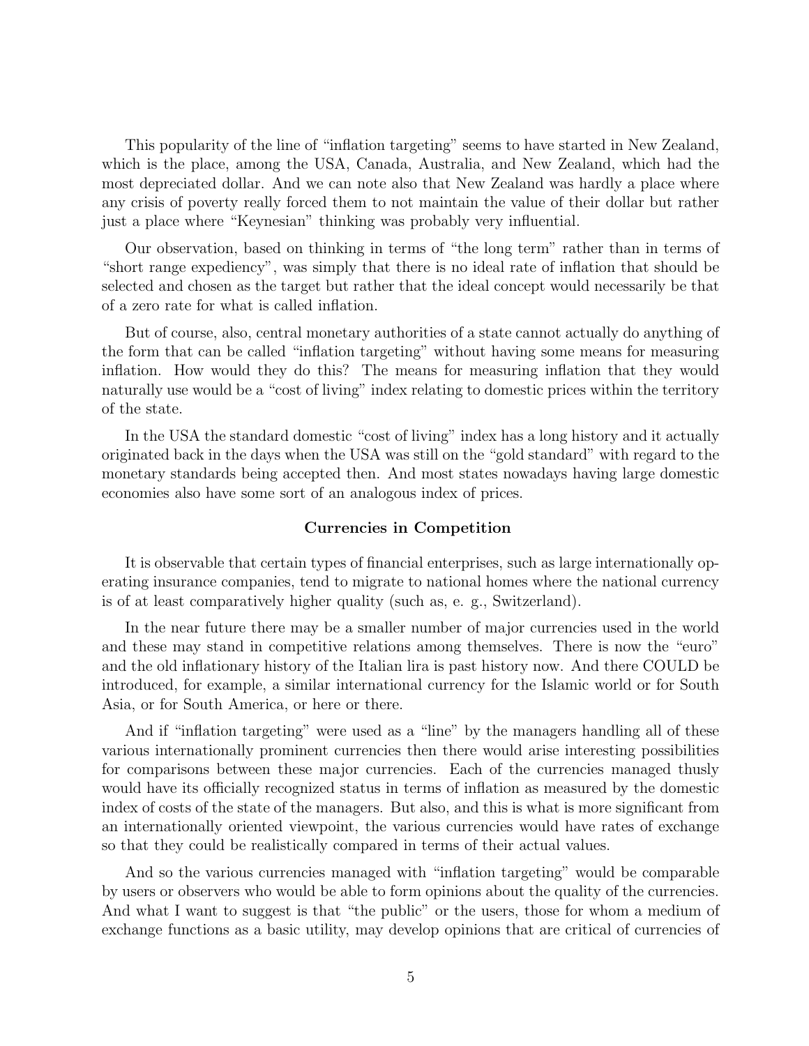This popularity of the line of "inflation targeting" seems to have started in New Zealand, which is the place, among the USA, Canada, Australia, and New Zealand, which had the most depreciated dollar. And we can note also that New Zealand was hardly a place where any crisis of poverty really forced them to not maintain the value of their dollar but rather just a place where "Keynesian" thinking was probably very influential.

Our observation, based on thinking in terms of "the long term" rather than in terms of "short range expediency", was simply that there is no ideal rate of inflation that should be selected and chosen as the target but rather that the ideal concept would necessarily be that of a zero rate for what is called inflation.

But of course, also, central monetary authorities of a state cannot actually do anything of the form that can be called "inflation targeting" without having some means for measuring inflation. How would they do this? The means for measuring inflation that they would naturally use would be a "cost of living" index relating to domestic prices within the territory of the state.

In the USA the standard domestic "cost of living" index has a long history and it actually originated back in the days when the USA was still on the "gold standard" with regard to the monetary standards being accepted then. And most states nowadays having large domestic economies also have some sort of an analogous index of prices.

### Currencies in Competition

It is observable that certain types of financial enterprises, such as large internationally operating insurance companies, tend to migrate to national homes where the national currency is of at least comparatively higher quality (such as, e. g., Switzerland).

In the near future there may be a smaller number of major currencies used in the world and these may stand in competitive relations among themselves. There is now the "euro" and the old inflationary history of the Italian lira is past history now. And there COULD be introduced, for example, a similar international currency for the Islamic world or for South Asia, or for South America, or here or there.

And if "inflation targeting" were used as a "line" by the managers handling all of these various internationally prominent currencies then there would arise interesting possibilities for comparisons between these major currencies. Each of the currencies managed thusly would have its officially recognized status in terms of inflation as measured by the domestic index of costs of the state of the managers. But also, and this is what is more significant from an internationally oriented viewpoint, the various currencies would have rates of exchange so that they could be realistically compared in terms of their actual values.

And so the various currencies managed with "inflation targeting" would be comparable by users or observers who would be able to form opinions about the quality of the currencies. And what I want to suggest is that "the public" or the users, those for whom a medium of exchange functions as a basic utility, may develop opinions that are critical of currencies of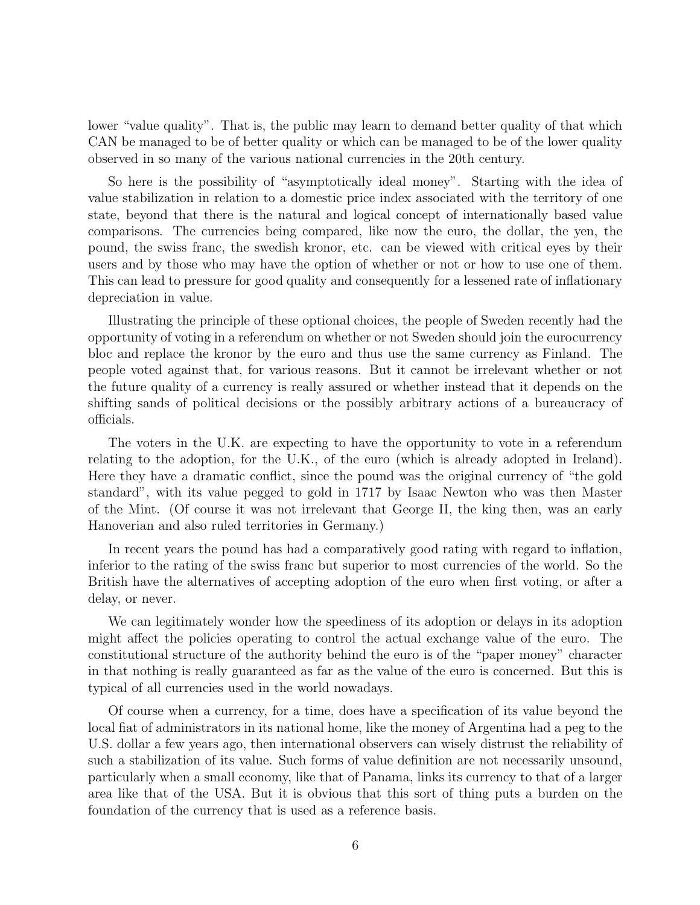lower "value quality". That is, the public may learn to demand better quality of that which CAN be managed to be of better quality or which can be managed to be of the lower quality observed in so many of the various national currencies in the 20th century.

So here is the possibility of "asymptotically ideal money". Starting with the idea of value stabilization in relation to a domestic price index associated with the territory of one state, beyond that there is the natural and logical concept of internationally based value comparisons. The currencies being compared, like now the euro, the dollar, the yen, the pound, the swiss franc, the swedish kronor, etc. can be viewed with critical eyes by their users and by those who may have the option of whether or not or how to use one of them. This can lead to pressure for good quality and consequently for a lessened rate of inflationary depreciation in value.

Illustrating the principle of these optional choices, the people of Sweden recently had the opportunity of voting in a referendum on whether or not Sweden should join the eurocurrency bloc and replace the kronor by the euro and thus use the same currency as Finland. The people voted against that, for various reasons. But it cannot be irrelevant whether or not the future quality of a currency is really assured or whether instead that it depends on the shifting sands of political decisions or the possibly arbitrary actions of a bureaucracy of officials.

The voters in the U.K. are expecting to have the opportunity to vote in a referendum relating to the adoption, for the U.K., of the euro (which is already adopted in Ireland). Here they have a dramatic conflict, since the pound was the original currency of "the gold standard", with its value pegged to gold in 1717 by Isaac Newton who was then Master of the Mint. (Of course it was not irrelevant that George II, the king then, was an early Hanoverian and also ruled territories in Germany.)

In recent years the pound has had a comparatively good rating with regard to inflation, inferior to the rating of the swiss franc but superior to most currencies of the world. So the British have the alternatives of accepting adoption of the euro when first voting, or after a delay, or never.

We can legitimately wonder how the speediness of its adoption or delays in its adoption might affect the policies operating to control the actual exchange value of the euro. The constitutional structure of the authority behind the euro is of the "paper money" character in that nothing is really guaranteed as far as the value of the euro is concerned. But this is typical of all currencies used in the world nowadays.

Of course when a currency, for a time, does have a specification of its value beyond the local fiat of administrators in its national home, like the money of Argentina had a peg to the U.S. dollar a few years ago, then international observers can wisely distrust the reliability of such a stabilization of its value. Such forms of value definition are not necessarily unsound, particularly when a small economy, like that of Panama, links its currency to that of a larger area like that of the USA. But it is obvious that this sort of thing puts a burden on the foundation of the currency that is used as a reference basis.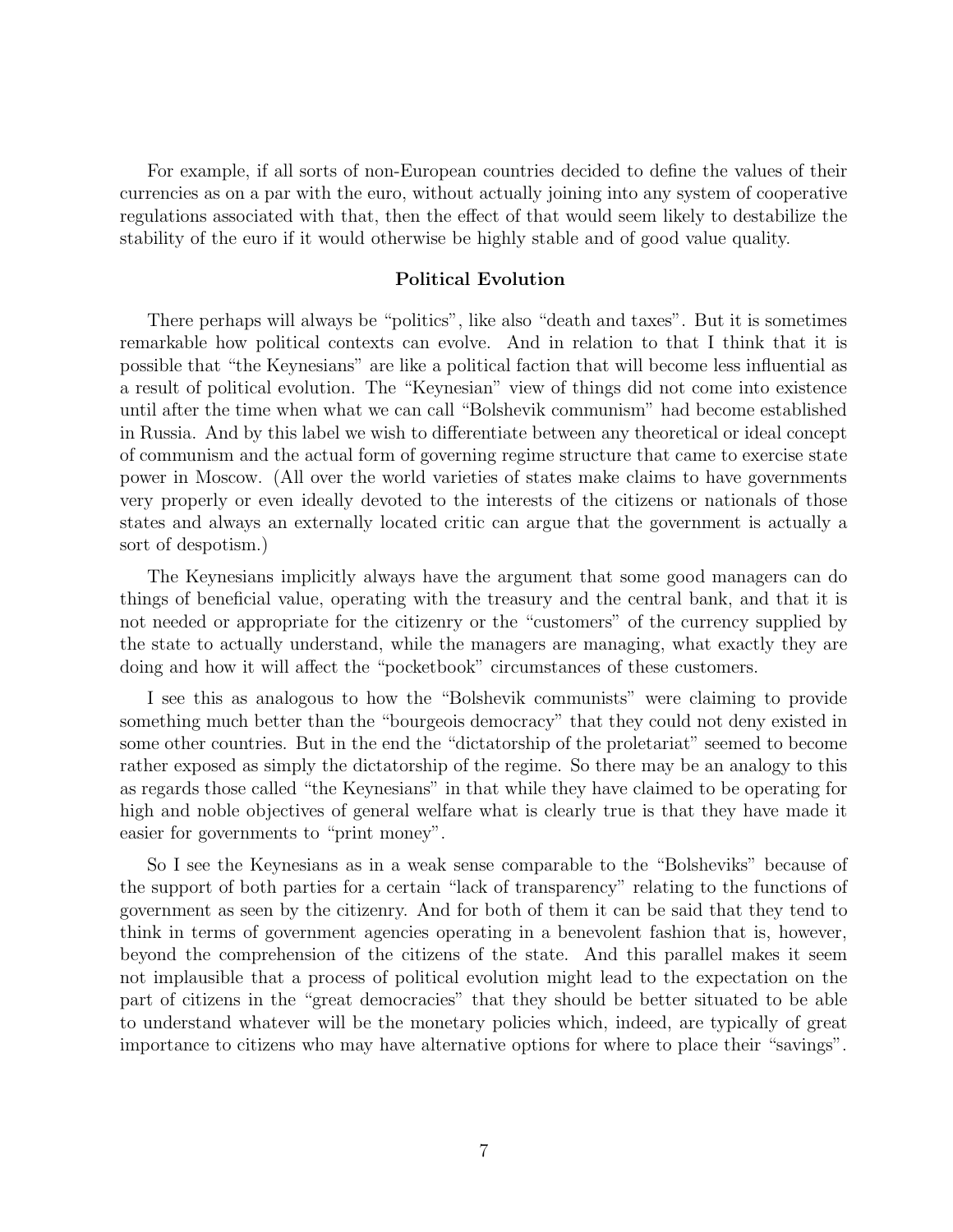For example, if all sorts of non-European countries decided to define the values of their currencies as on a par with the euro, without actually joining into any system of cooperative regulations associated with that, then the effect of that would seem likely to destabilize the stability of the euro if it would otherwise be highly stable and of good value quality.

### Political Evolution

There perhaps will always be "politics", like also "death and taxes". But it is sometimes remarkable how political contexts can evolve. And in relation to that I think that it is possible that "the Keynesians" are like a political faction that will become less influential as a result of political evolution. The "Keynesian" view of things did not come into existence until after the time when what we can call "Bolshevik communism" had become established in Russia. And by this label we wish to differentiate between any theoretical or ideal concept of communism and the actual form of governing regime structure that came to exercise state power in Moscow. (All over the world varieties of states make claims to have governments very properly or even ideally devoted to the interests of the citizens or nationals of those states and always an externally located critic can argue that the government is actually a sort of despotism.)

The Keynesians implicitly always have the argument that some good managers can do things of beneficial value, operating with the treasury and the central bank, and that it is not needed or appropriate for the citizenry or the "customers" of the currency supplied by the state to actually understand, while the managers are managing, what exactly they are doing and how it will affect the "pocketbook" circumstances of these customers.

I see this as analogous to how the "Bolshevik communists" were claiming to provide something much better than the "bourgeois democracy" that they could not deny existed in some other countries. But in the end the "dictatorship of the proletariat" seemed to become rather exposed as simply the dictatorship of the regime. So there may be an analogy to this as regards those called "the Keynesians" in that while they have claimed to be operating for high and noble objectives of general welfare what is clearly true is that they have made it easier for governments to "print money".

So I see the Keynesians as in a weak sense comparable to the "Bolsheviks" because of the support of both parties for a certain "lack of transparency" relating to the functions of government as seen by the citizenry. And for both of them it can be said that they tend to think in terms of government agencies operating in a benevolent fashion that is, however, beyond the comprehension of the citizens of the state. And this parallel makes it seem not implausible that a process of political evolution might lead to the expectation on the part of citizens in the "great democracies" that they should be better situated to be able to understand whatever will be the monetary policies which, indeed, are typically of great importance to citizens who may have alternative options for where to place their "savings".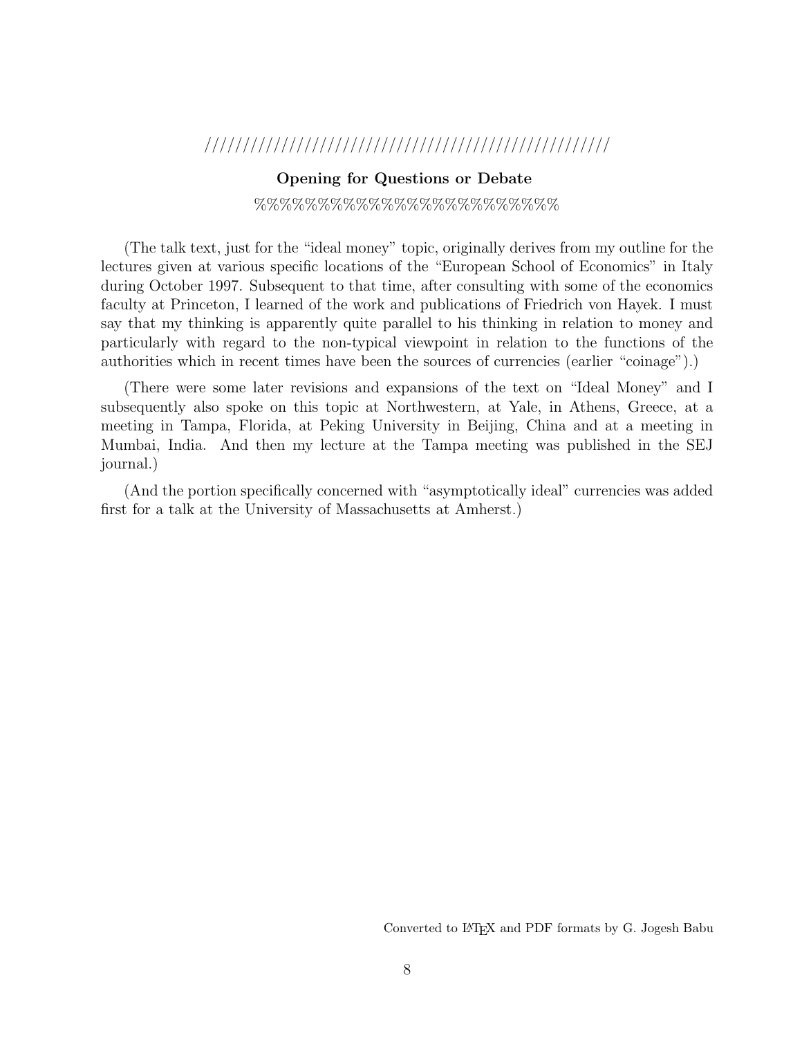////////////////////////////////////////////////////

**Opening for Questions or Debate**

%%%%%%%%%%%%%%%%%%%%%%

(The talk text, just for the "ideal money" topic, originally derives from my outline for the lectures given at various specific locations of the "European School of Economics" in Italy during October 1997. Subsequent to that time, after consulting with some of the economics faculty at Princeton, I learned of the work and publications of Friedrich von Hayek. I must say that my thinking is apparently quite parallel to his thinking in relation to money and particularly with regard to the non-typical viewpoint in relation to the functions of the authorities which in recent times have been the sources of currencies (earlier "coinage").)

(There were some later revisions and expansions of the text on "Ideal Money" and I subsequently also spoke on this topic at Northwestern, at Yale, in Athens, Greece, at a meeting in Tampa, Florida, at Peking University in Beijing, China and at a meeting in Mumbai, India. And then my lecture at the Tampa meeting was published in the SEJ journal.)

(And the portion specifically concerned with "asymptotically ideal" currencies was added first for a talk at the University of Massachusetts at Amherst.)

Converted to LaTeX and PDF formats by G. Jogesh Babu